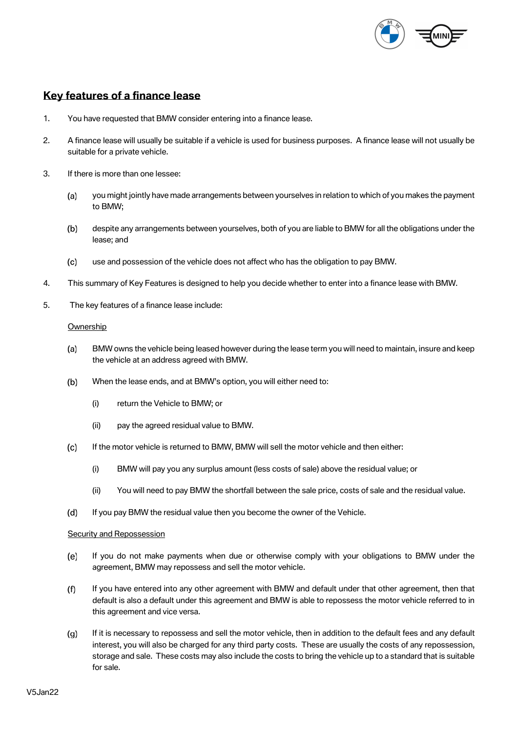# Key features of a finance lease

1. You have requested that BMW consider entering into a finance lease.

2. A finance lease will usually be suitable if a vehicle is used for business purposes. A finance lease will not usually be suitable for a private vehicle.

3. If there is more than one lessee:

   (a) you might jointly have made arrangements between yourselves in relation to which of you makes the payment to BMW;

   (b) despite any arrangements between yourselves, both of you are liable to BMW for all the obligations under the lease; and

   (c) use and possession of the vehicle does not affect who has the obligation to pay BMW.

4. This summary of Key Features is designed to help you decide whether to enter into a finance lease with BMW.

5. The key features of a finance lease include:

   Ownership

   (a) BMW owns the vehicle being leased however during the lease term you will need to maintain, insure and keep the vehicle at an address agreed with BMW.

   (b) When the lease ends, and at BMW's option, you will either need to:

      (i) return the Vehicle to BMW; or

      (ii) pay the agreed residual value to BMW.

   (c) If the motor vehicle is returned to BMW, BMW will sell the motor vehicle and then either:

      (i) BMW will pay you any surplus amount (less costs of sale) above the residual value; or

      (ii) You will need to pay BMW the shortfall between the sale price, costs of sale and the residual value.

   (d) If you pay BMW the residual value then you become the owner of the Vehicle.

   Security and Repossession

   (e) If you do not make payments when due or otherwise comply with your obligations to BMW under the agreement, BMW may repossess and sell the motor vehicle.

   (f) If you have entered into any other agreement with BMW and default under that other agreement, then that default is also a default under this agreement and BMW is able to repossess the motor vehicle referred to in this agreement and vice versa.

   (g) If it is necessary to repossess and sell the motor vehicle, then in addition to the default fees and any default interest, you will also be charged for any third party costs. These are usually the costs of any repossession, storage and sale. These costs may also include the costs to bring the vehicle up to a standard that is suitable for sale.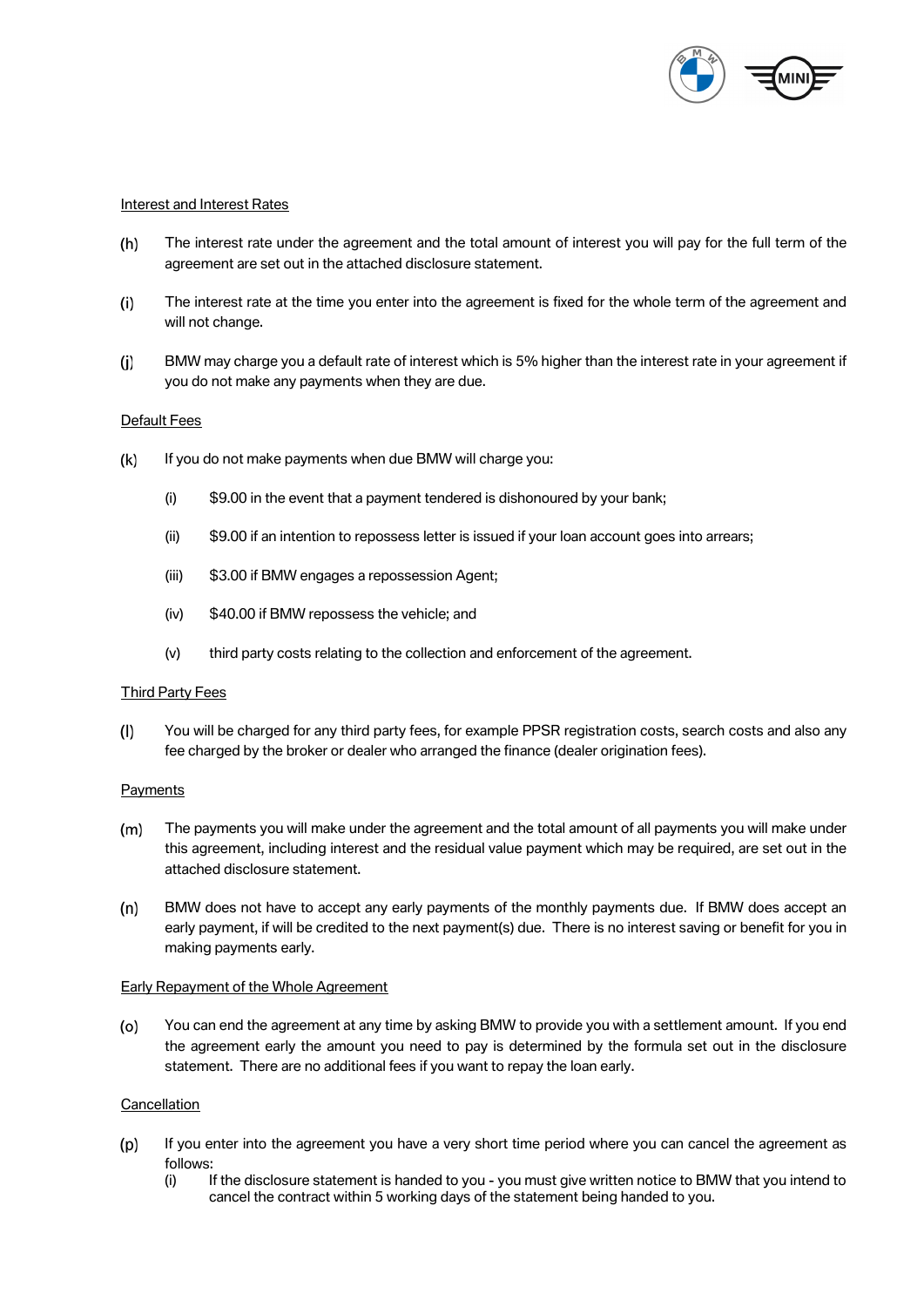Interest and Interest Rates

(h) The interest rate under the agreement and the total amount of interest you will pay for the full term of the agreement are set out in the attached disclosure statement.

(i) The interest rate at the time you enter into the agreement is fixed for the whole term of the agreement and will not change.

(j) BMW may charge you a default rate of interest which is 5% higher than the interest rate in your agreement if you do not make any payments when they are due.

Default Fees

(k) If you do not make payments when due BMW will charge you:

   (i) $9.00 in the event that a payment tendered is dishonoured by your bank;

   (ii) $9.00 if an intention to repossess letter is issued if your loan account goes into arrears;

   (iii) $3.00 if BMW engages a repossession Agent;

   (iv) $40.00 if BMW repossess the vehicle; and

   (v) third party costs relating to the collection and enforcement of the agreement.

Third Party Fees

(l) You will be charged for any third party fees, for example PPSR registration costs, search costs and also any fee charged by the broker or dealer who arranged the finance (dealer origination fees).

Payments

(m) The payments you will make under the agreement and the total amount of all payments you will make under this agreement, including interest and the residual value payment which may be required, are set out in the attached disclosure statement.

(n) BMW does not have to accept any early payments of the monthly payments due. If BMW does accept an early payment, if will be credited to the next payment(s) due. There is no interest saving or benefit for you in making payments early.

Early Repayment of the Whole Agreement

(o) You can end the agreement at any time by asking BMW to provide you with a settlement amount. If you end the agreement early the amount you need to pay is determined by the formula set out in the disclosure statement. There are no additional fees if you want to repay the loan early.

Cancellation

(p) If you enter into the agreement you have a very short time period where you can cancel the agreement as follows:

   (i) If the disclosure statement is handed to you - you must give written notice to BMW that you intend to cancel the contract within 5 working days of the statement being handed to you.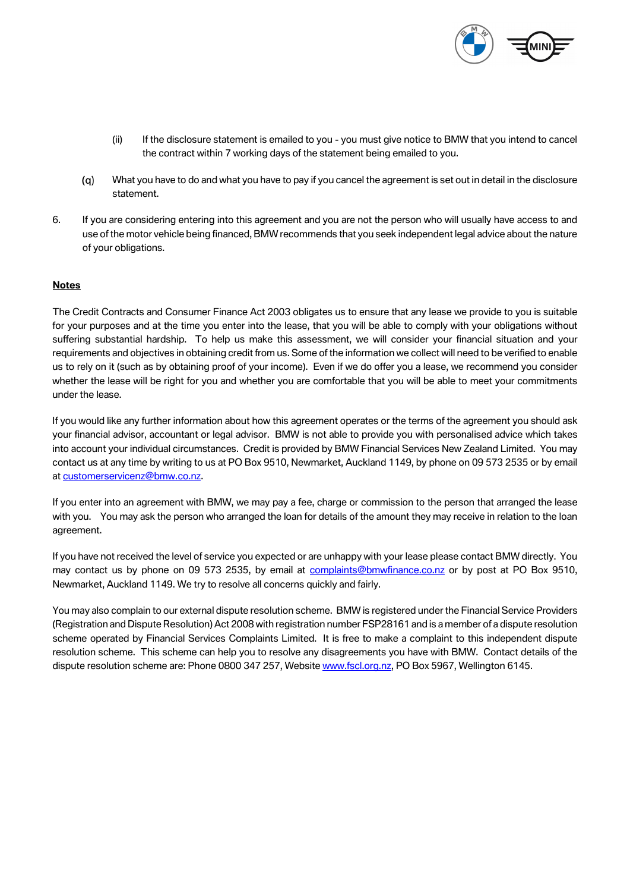(ii) If the disclosure statement is emailed to you - you must give notice to BMW that you intend to cancel the contract within 7 working days of the statement being emailed to you.

(q) What you have to do and what you have to pay if you cancel the agreement is set out in detail in the disclosure statement.

6. If you are considering entering into this agreement and you are not the person who will usually have access to and use of the motor vehicle being financed, BMW recommends that you seek independent legal advice about the nature of your obligations.

**Notes**

The Credit Contracts and Consumer Finance Act 2003 obligates us to ensure that any lease we provide to you is suitable for your purposes and at the time you enter into the lease, that you will be able to comply with your obligations without suffering substantial hardship. To help us make this assessment, we will consider your financial situation and your requirements and objectives in obtaining credit from us. Some of the information we collect will need to be verified to enable us to rely on it (such as by obtaining proof of your income). Even if we do offer you a lease, we recommend you consider whether the lease will be right for you and whether you are comfortable that you will be able to meet your commitments under the lease.

If you would like any further information about how this agreement operates or the terms of the agreement you should ask your financial advisor, accountant or legal advisor. BMW is not able to provide you with personalised advice which takes into account your individual circumstances. Credit is provided by BMW Financial Services New Zealand Limited. You may contact us at any time by writing to us at PO Box 9510, Newmarket, Auckland 1149, by phone on 09 573 2535 or by email at customerservicenz@bmw.co.nz.

If you enter into an agreement with BMW, we may pay a fee, charge or commission to the person that arranged the lease with you. You may ask the person who arranged the loan for details of the amount they may receive in relation to the loan agreement.

If you have not received the level of service you expected or are unhappy with your lease please contact BMW directly. You may contact us by phone on 09 573 2535, by email at complaints@bmwfinance.co.nz or by post at PO Box 9510, Newmarket, Auckland 1149. We try to resolve all concerns quickly and fairly.

You may also complain to our external dispute resolution scheme. BMW is registered under the Financial Service Providers (Registration and Dispute Resolution) Act 2008 with registration number FSP28161 and is a member of a dispute resolution scheme operated by Financial Services Complaints Limited. It is free to make a complaint to this independent dispute resolution scheme. This scheme can help you to resolve any disagreements you have with BMW. Contact details of the dispute resolution scheme are: Phone 0800 347 257, Website www.fscl.org.nz, PO Box 5967, Wellington 6145.